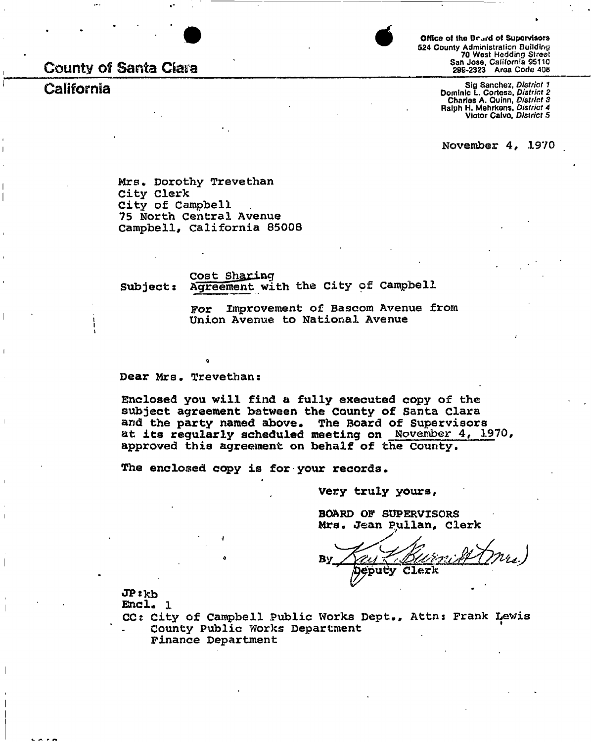**County of Santa Clara**

**California**

Office of the Board of Supervisors
524 County Administration Building
70 West Hedding Street
San Jose, California 95110
299-2323 Area Code 408

Sig Sanchez, *District 1*
Dominic L. Cortese, *District 2*
Charles A. Quinn, *District 3*
Ralph H. Mehrkens, *District 4*
Victor Calvo, *District 5*

November 4, 1970

Mrs. Dorothy Trevethan
City Clerk
City of Campbell
75 North Central Avenue
Campbell, California 85008

Subject: Cost Sharing
Agreement with the City of Campbell

For Improvement of Bascom Avenue from
Union Avenue to National Avenue

Dear Mrs. Trevethan:

Enclosed you will find a fully executed copy of the subject agreement between the County of Santa Clara and the party named above. The Board of Supervisors at its regularly scheduled meeting on November 4, 1970, approved this agreement on behalf of the County.

The enclosed copy is for your records.

Very truly yours,

BOARD OF SUPERVISORS
Mrs. Jean Pullan, Clerk

By Kay L. Burnitt (Mrs.)
Deputy Clerk

JP:kb
Encl. 1
CC: City of Campbell Public Works Dept., Attn: Frank Lewis
County Public Works Department
Finance Department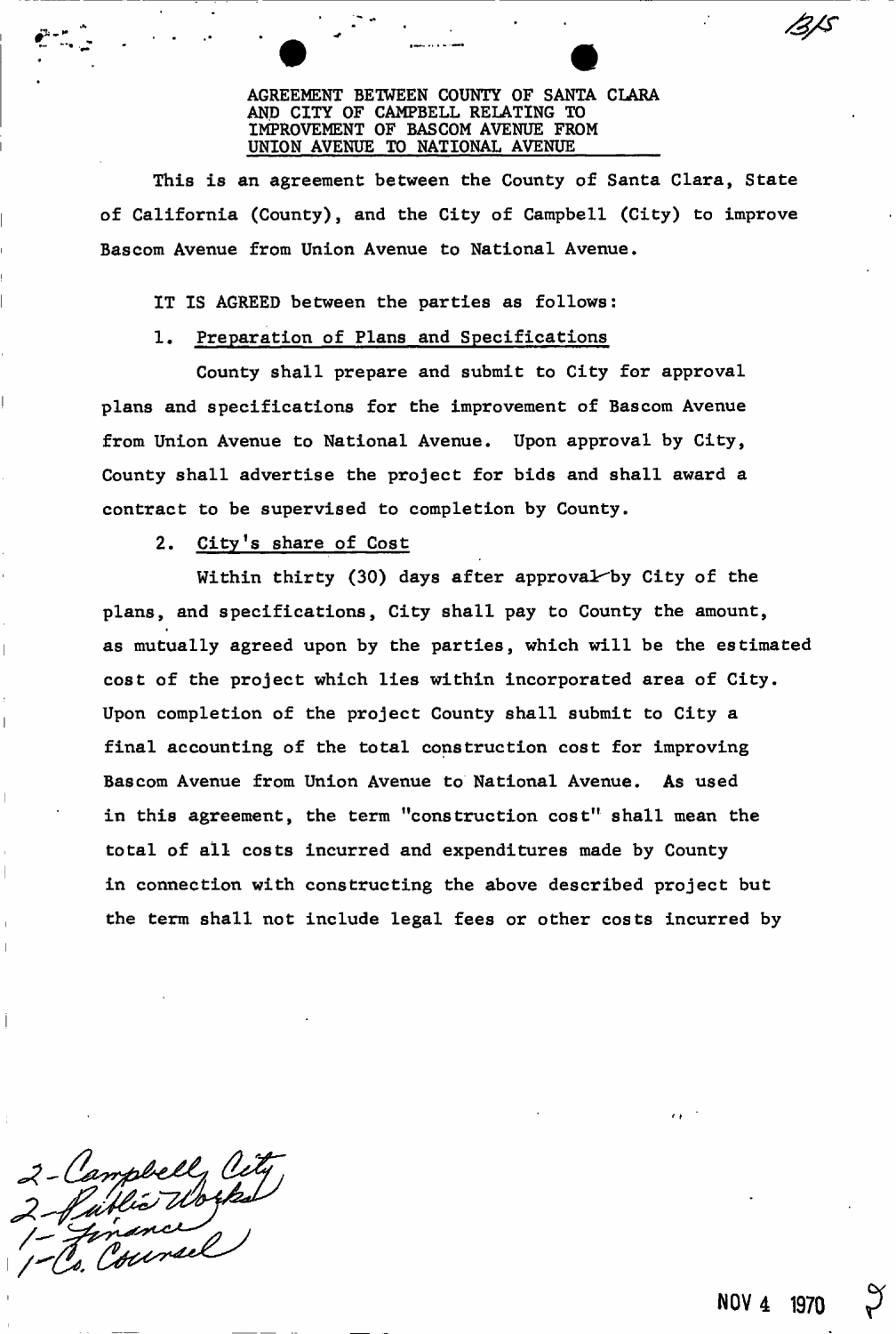AGREEMENT BETWEEN COUNTY OF SANTA CLARA AND CITY OF CAMPBELL RELATING TO IMPROVEMENT OF BASCOM AVENUE FROM UNION AVENUE TO NATIONAL AVENUE

This is an agreement between the County of Santa Clara, State of California (County), and the City of Campbell (City) to improve Bascom Avenue from Union Avenue to National Avenue.

IT IS AGREED between the parties as follows:

1. Preparation of Plans and Specifications

County shall prepare and submit to City for approval plans and specifications for the improvement of Bascom Avenue from Union Avenue to National Avenue. Upon approval by City, County shall advertise the project for bids and shall award a contract to be supervised to completion by County.

2. City's share of Cost

Within thirty (30) days after approval by City of the plans, and specifications, City shall pay to County the amount, as mutually agreed upon by the parties, which will be the estimated cost of the project which lies within incorporated area of City. Upon completion of the project County shall submit to City a final accounting of the total construction cost for improving Bascom Avenue from Union Avenue to National Avenue. As used in this agreement, the term "construction cost" shall mean the total of all costs incurred and expenditures made by County in connection with constructing the above described project but the term shall not include legal fees or other costs incurred by

2 - Campbell City
2 - Public Works
1 - Finance
1 - Co. Counsel

NOV 4 1970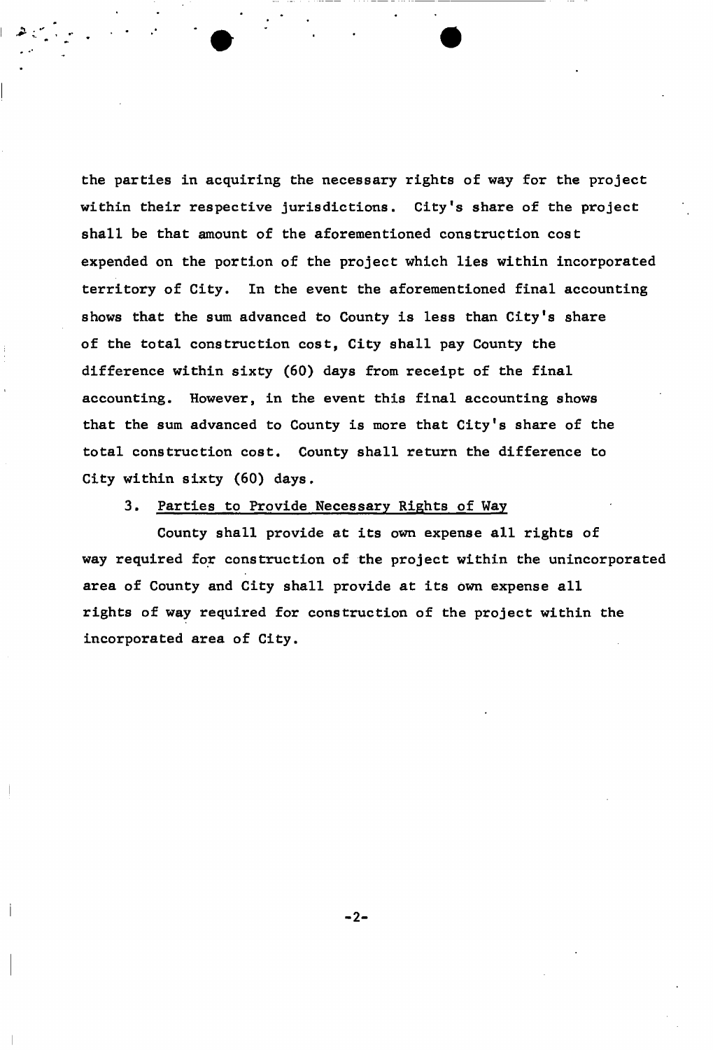the parties in acquiring the necessary rights of way for the project within their respective jurisdictions. City's share of the project shall be that amount of the aforementioned construction cost expended on the portion of the project which lies within incorporated territory of City. In the event the aforementioned final accounting shows that the sum advanced to County is less than City's share of the total construction cost, City shall pay County the difference within sixty (60) days from receipt of the final accounting. However, in the event this final accounting shows that the sum advanced to County is more that City's share of the total construction cost. County shall return the difference to City within sixty (60) days.

3. Parties to Provide Necessary Rights of Way

County shall provide at its own expense all rights of way required for construction of the project within the unincorporated area of County and City shall provide at its own expense all rights of way required for construction of the project within the incorporated area of City.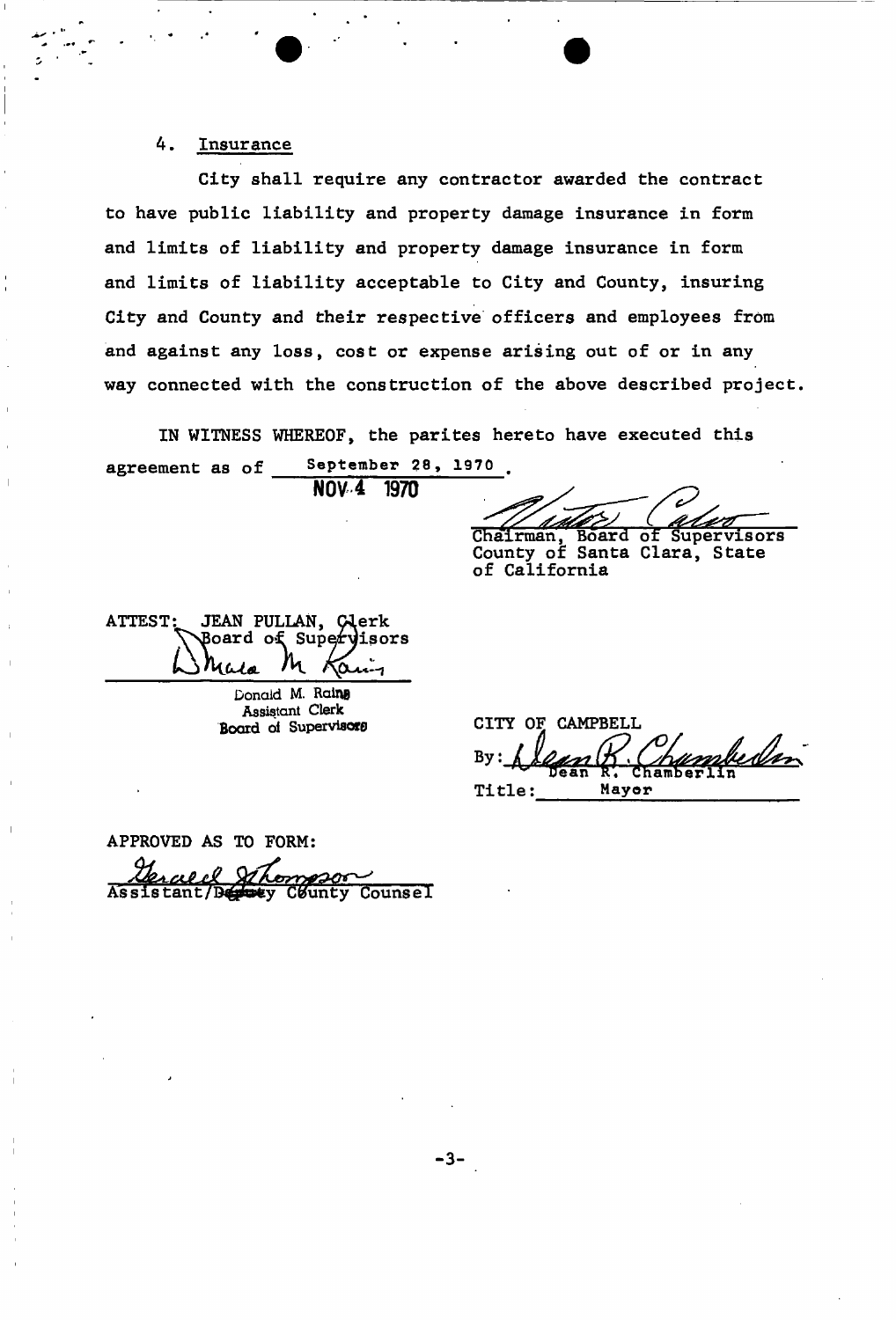4. Insurance

City shall require any contractor awarded the contract to have public liability and property damage insurance in form and limits of liability and property damage insurance in form and limits of liability acceptable to City and County, insuring City and County and their respective officers and employees from and against any loss, cost or expense arising out of or in any way connected with the construction of the above described project.

IN WITNESS WHEREOF, the parites hereto have executed this agreement as of ~~September 28, 1970~~.
NOV 4 1970

Chairman, Board of Supervisors
County of Santa Clara, State of California

ATTEST: JEAN PULLAN, Clerk
Board of Supervisors

Donald M. Rains
Assistant Clerk
Board of Supervisors

CITY OF CAMPBELL

By: Dean R. Chamberlin

Title: Mayor

APPROVED AS TO FORM:

Assistant/~~Deputy~~ County Counsel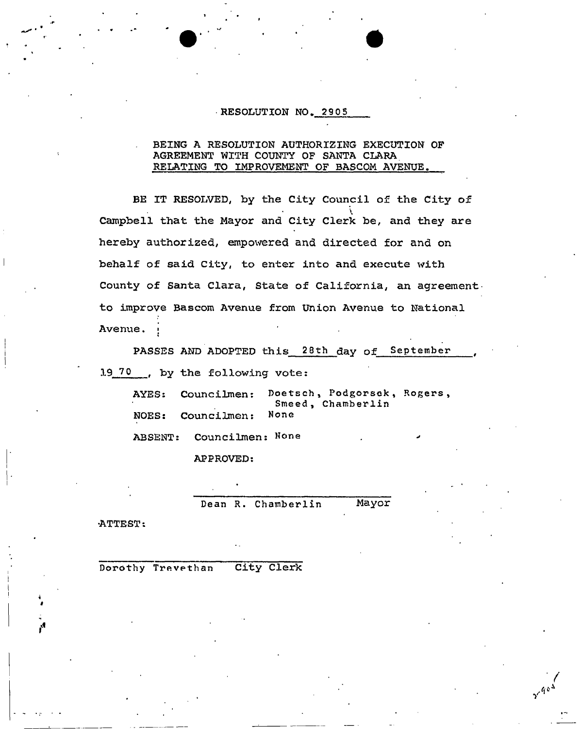RESOLUTION NO. 2905

BEING A RESOLUTION AUTHORIZING EXECUTION OF AGREEMENT WITH COUNTY OF SANTA CLARA RELATING TO IMPROVEMENT OF BASCOM AVENUE.

BE IT RESOLVED, by the City Council of the City of Campbell that the Mayor and City Clerk be, and they are hereby authorized, empowered and directed for and on behalf of said City, to enter into and execute with County of Santa Clara, State of California, an agreement to improve Bascom Avenue from Union Avenue to National Avenue.

PASSES AND ADOPTED this 28th day of September, 19 70, by the following vote:

AYES: Councilmen: Doetsch, Podgorsek, Rogers, Smeed, Chamberlin

NOES: Councilmen: None

ABSENT: Councilmen: None

APPROVED:

Dean R. Chamberlin Mayor

ATTEST:

Dorothy Trevethan City Clerk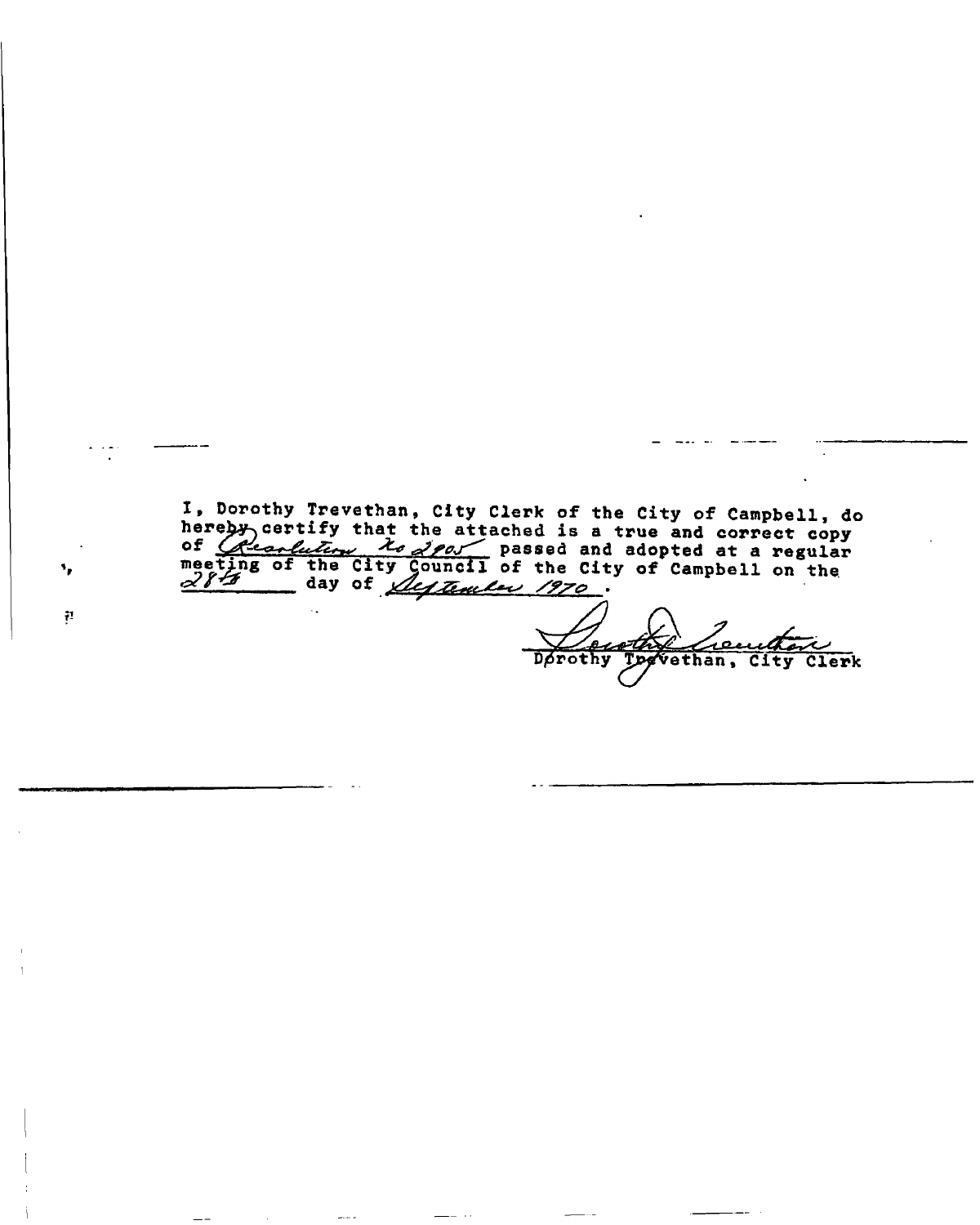I, Dorothy Trevethan, City Clerk of the City of Campbell, do hereby certify that the attached is a true and correct copy of Resolution No 2905 passed and adopted at a regular meeting of the City Council of the City of Campbell on the 28th day of September 1970.

Dorothy Trevethan

Dorothy Trevethan, City Clerk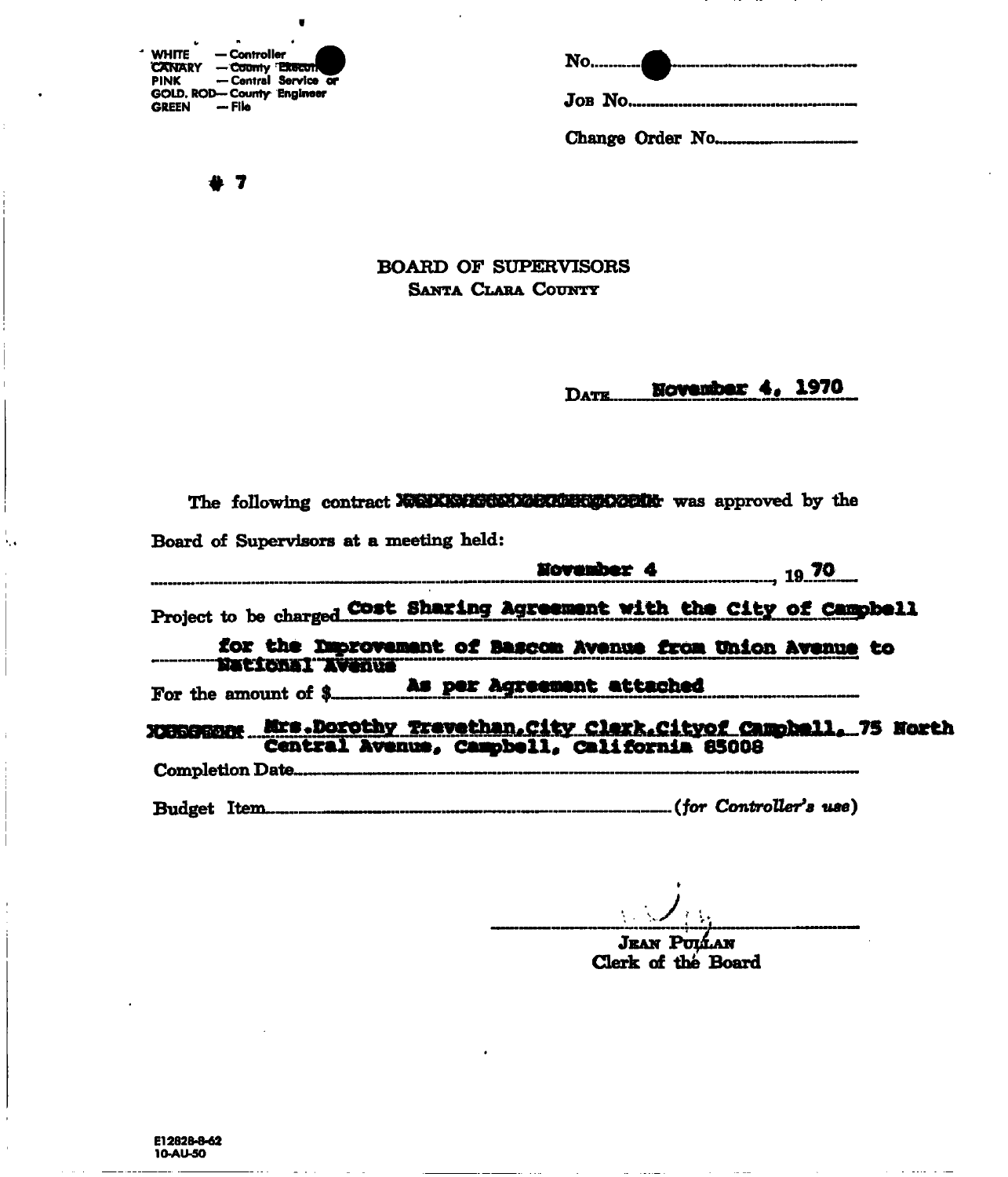WHITE — Controller
CANARY — County Executive
PINK — Central Service or
GOLD. ROD— County Engineer
GREEN — File

No.

Job No.

Change Order No.

# 7

# BOARD OF SUPERVISORS

## SANTA CLARA COUNTY

DATE **November 4, 1970**

The following contract XXXXXXXXXXXXXXXXXXXX was approved by the Board of Supervisors at a meeting held:

**November 4**, 19 **70**

Project to be charged **Cost Sharing Agreement with the City of Campbell for the Improvement of Bascom Avenue from Union Avenue to National Avenue**

For the amount of $ **As per Agreement attached**

XXXXXXX **Mrs. Dorothy Trevethan, City Clerk, City of Campbell, 75 North Central Avenue, Campbell, California 95008**

Completion Date

Budget Item (*for Controller's use*)

JEAN PULLAN
Clerk of the Board

E12828-8-62
10-AU-50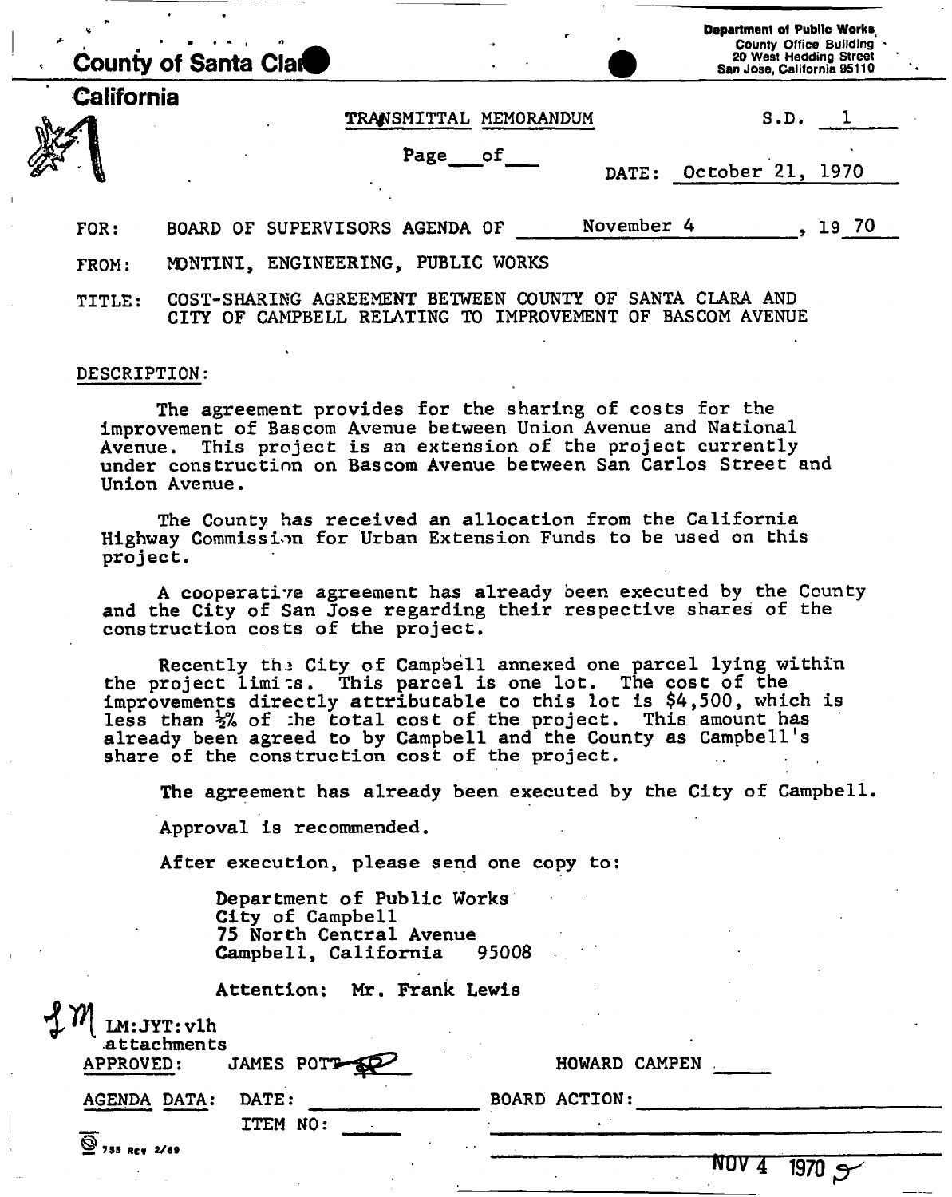County of Santa Clara
California

Department of Public Works
County Office Building
20 West Hedding Street
San Jose, California 95110

TRANSMITTAL MEMORANDUM

S.D. 1

Page \_\_\_ of \_\_\_

DATE: October 21, 1970

FOR: BOARD OF SUPERVISORS AGENDA OF November 4, 19 70

FROM: MONTINI, ENGINEERING, PUBLIC WORKS

TITLE: COST-SHARING AGREEMENT BETWEEN COUNTY OF SANTA CLARA AND CITY OF CAMPBELL RELATING TO IMPROVEMENT OF BASCOM AVENUE

DESCRIPTION:

The agreement provides for the sharing of costs for the improvement of Bascom Avenue between Union Avenue and National Avenue. This project is an extension of the project currently under construction on Bascom Avenue between San Carlos Street and Union Avenue.

The County has received an allocation from the California Highway Commission for Urban Extension Funds to be used on this project.

A cooperative agreement has already been executed by the County and the City of San Jose regarding their respective shares of the construction costs of the project.

Recently the City of Campbell annexed one parcel lying within the project limits. This parcel is one lot. The cost of the improvements directly attributable to this lot is $4,500, which is less than ½% of the total cost of the project. This amount has already been agreed to by Campbell and the County as Campbell's share of the construction cost of the project.

The agreement has already been executed by the City of Campbell.

Approval is recommended.

After execution, please send one copy to:

Department of Public Works
City of Campbell
75 North Central Avenue
Campbell, California 95008

Attention: Mr. Frank Lewis

LM:JYT:vlh
attachments

APPROVED: JAMES POTT HOWARD CAMPEN

AGENDA DATA: DATE: BOARD ACTION:
ITEM NO:

NOV 4 1970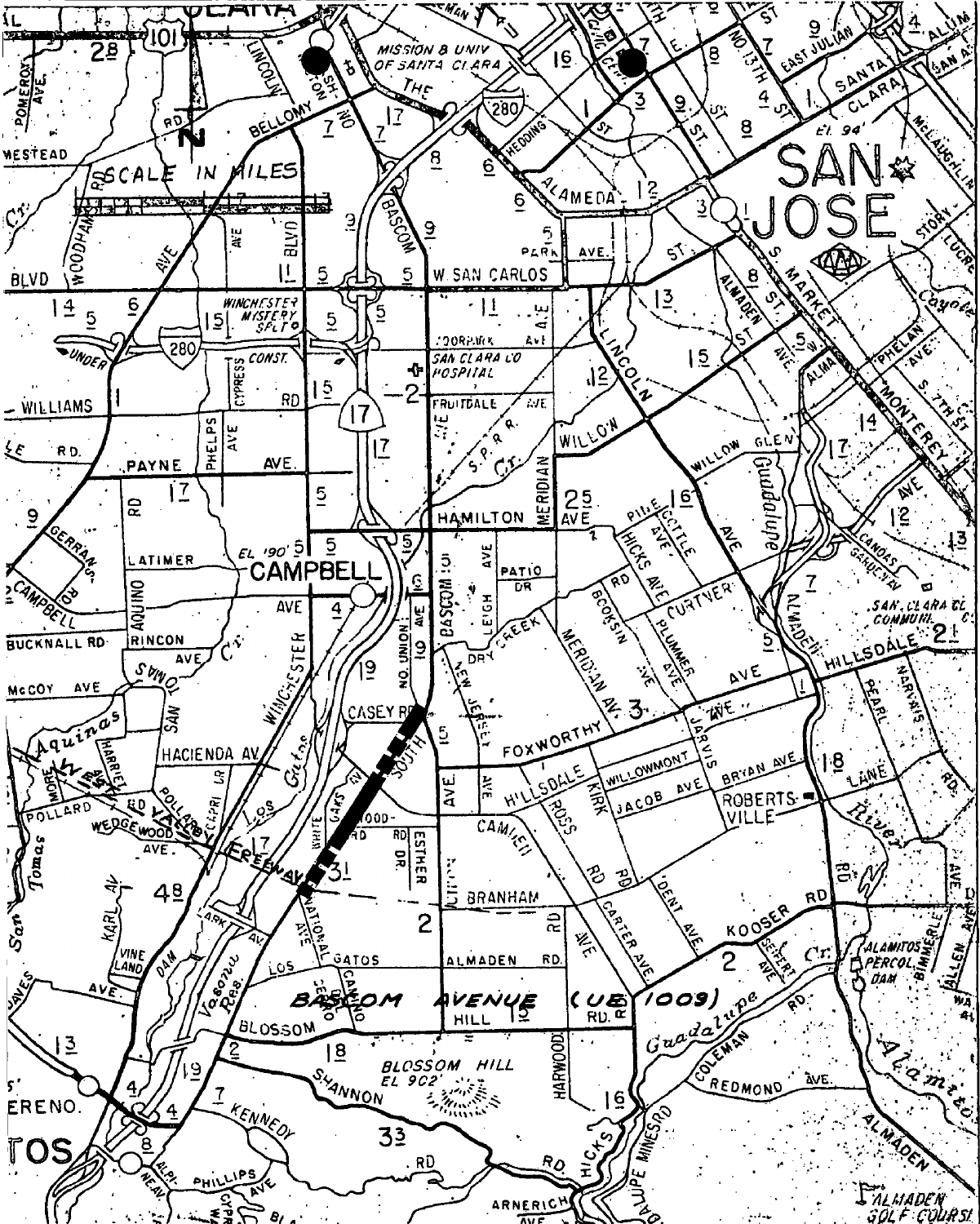SAN JOSE

CAMPBELL

SCALE IN MILES

BASCOM AVENUE (UE 1009)

MISSION & UNIV OF SANTA CLARA

WINCHESTER MYSTERY SPOT

SAN CLARA CO HOSPITAL

SAN. CLARA CO COMMUN.

BLOSSOM HILL EL 902'

ALAMITOS PERCOL. DAM

ALMADEN GOLF COURSE

ROBERTS-VILLE

EL 190'

EL 94'

101

280

17

W. SAN CARLOS

HAMILTON AVE

CAMPBELL AVE

HILLSDALE AVE

FOXWORTHY AVE

BRANHAM

CAMDEN

LOS GATOS ALMADEN RD.

BLOSSOM HILL RD.

KOOSER RD

SHANNON RD.

KENNEDY

WILLOW

WILLOW GLEN

LINCOLN AVE

ALMADEN RD

MERIDIAN AVE

WINCHESTER

BASCOM

ALAMEDA

PARK AVE.

MOORPARK AVE

FRUITDALE AVE

WILLIAMS RD

PAYNE AVE.

LATIMER

BUCKNALL RD

RINCON AVE

McCOY AVE

HACIENDA AV.

POLLARD RD

WEDGEWOOD AVE.

CASEY RD

CURTNER

CAPITOL EXPRESSWAY

HICKS

HARWOOD

CAMINO

NATIONAL AVE

WHITE OAKS

UNION AVE

VINELAND AVE

KARL AV

SAN TOMAS

LOS GATOS Cr.

Guadalupe River

Alamitos Cr.

Vasona Res.

DRY CREEK

S.P.R.R.

WEST VALLEY FREEWAY

COLEMAN RD.

REDMOND AVE.

CARTER AVE.

DENT AVE.

ROSS

KIRK

JARVIS

BRYAN AVE.

JACOB AVE

WILLOWMONT

LANE

PEARL

SANTA CLARA

EAST JULIAN

MONTEREY

S. MARKET

ALMA

PHELAN AVE.

CANOAS GARDEN

ALMADEN EXPWY

HEDDING ST

STORY

BELLOMY

LEIGH AVE

PATIO DR

BOOKSIN

PLUMMER

PINE

COTTLE

HICKS AVE

NEW JERSEY

GERRANS

AQUINO

ARNERICH

PHILLIPS

GUADALUPE MINES RD

ESTHER DR.

SEIFERT AVE

BIMMERLE

ALLEN AVE